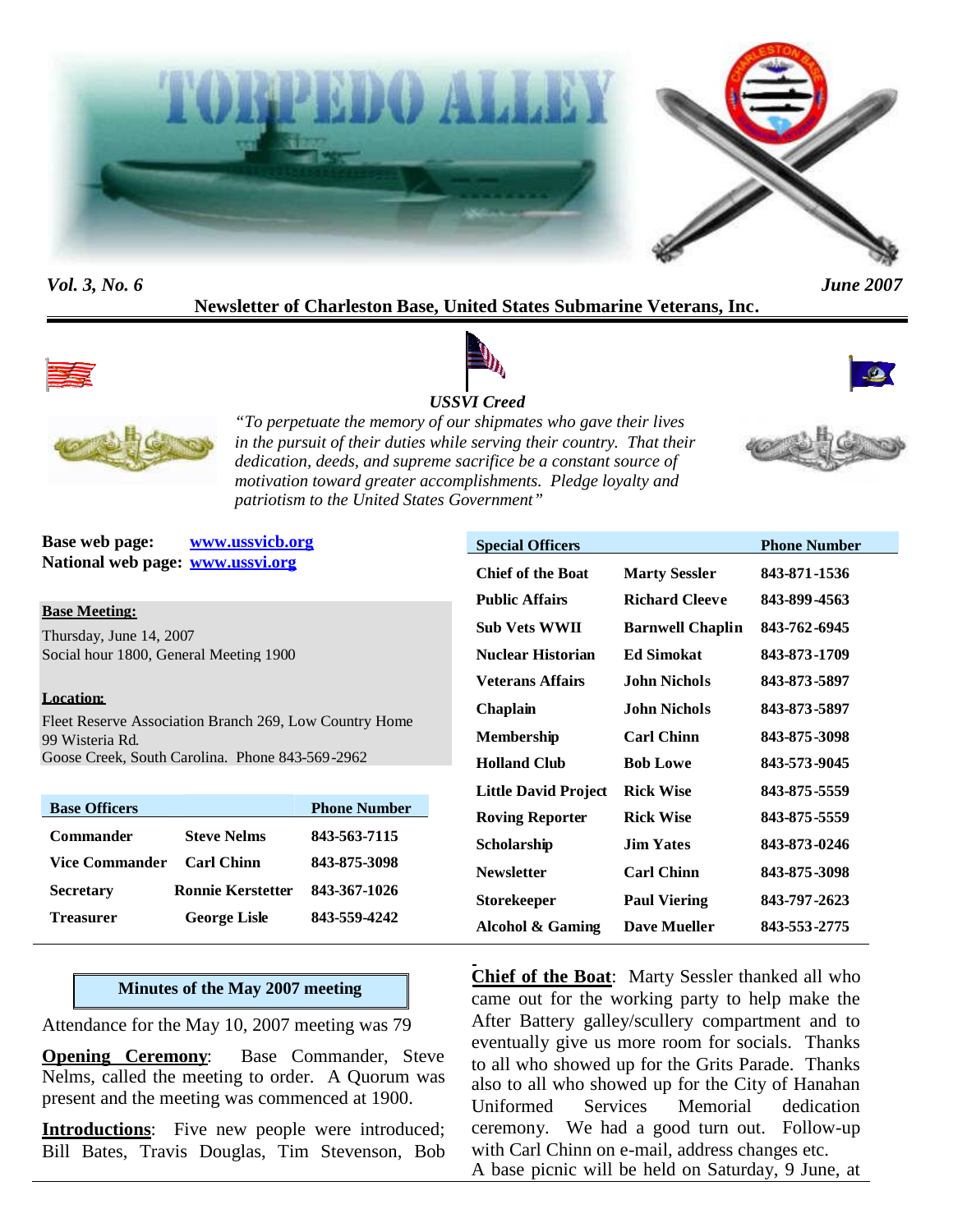# TORPEDO ALLEY

*Vol. 3, No. 6* *June 2007*

**Newsletter of Charleston Base, United States Submarine Veterans, Inc.**

***USSVI Creed***

*"To perpetuate the memory of our shipmates who gave their lives in the pursuit of their duties while serving their country. That their dedication, deeds, and supreme sacrifice be a constant source of motivation toward greater accomplishments. Pledge loyalty and patriotism to the United States Government"*

**Base web page:** www.ussvicb.org
**National web page:** www.ussvi.org

**Base Meeting:**
Thursday, June 14, 2007
Social hour 1800, General Meeting 1900

**Location:**
Fleet Reserve Association Branch 269, Low Country Home
99 Wisteria Rd.
Goose Creek, South Carolina. Phone 843-569-2962

| Base Officers | | Phone Number |
|---|---|---|
| Commander | Steve Nelms | 843-563-7115 |
| Vice Commander | Carl Chinn | 843-875-3098 |
| Secretary | Ronnie Kerstetter | 843-367-1026 |
| Treasurer | George Lisle | 843-559-4242 |

| Special Officers | | Phone Number |
|---|---|---|
| Chief of the Boat | Marty Sessler | 843-871-1536 |
| Public Affairs | Richard Cleeve | 843-899-4563 |
| Sub Vets WWII | Barnwell Chaplin | 843-762-6945 |
| Nuclear Historian | Ed Simokat | 843-873-1709 |
| Veterans Affairs | John Nichols | 843-873-5897 |
| Chaplain | John Nichols | 843-873-5897 |
| Membership | Carl Chinn | 843-875-3098 |
| Holland Club | Bob Lowe | 843-573-9045 |
| Little David Project | Rick Wise | 843-875-5559 |
| Roving Reporter | Rick Wise | 843-875-5559 |
| Scholarship | Jim Yates | 843-873-0246 |
| Newsletter | Carl Chinn | 843-875-3098 |
| Storekeeper | Paul Viering | 843-797-2623 |
| Alcohol & Gaming | Dave Mueller | 843-553-2775 |

## Minutes of the May 2007 meeting

Attendance for the May 10, 2007 meeting was 79

**Opening Ceremony**: Base Commander, Steve Nelms, called the meeting to order. A Quorum was present and the meeting was commenced at 1900.

**Introductions**: Five new people were introduced; Bill Bates, Travis Douglas, Tim Stevenson, Bob

**Chief of the Boat**: Marty Sessler thanked all who came out for the working party to help make the After Battery galley/scullery compartment and to eventually give us more room for socials. Thanks to all who showed up for the Grits Parade. Thanks also to all who showed up for the City of Hanahan Uniformed Services Memorial dedication ceremony. We had a good turn out. Follow-up with Carl Chinn on e-mail, address changes etc.
A base picnic will be held on Saturday, 9 June, at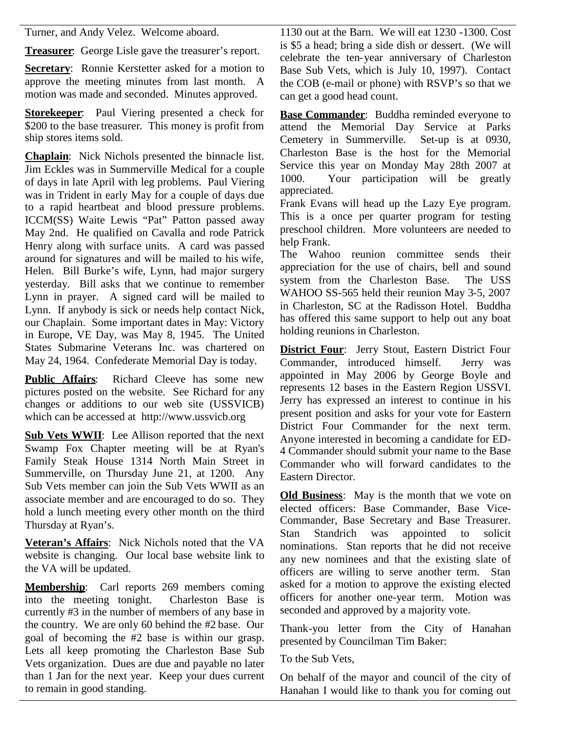Turner, and Andy Velez. Welcome aboard.

**Treasurer**: George Lisle gave the treasurer's report.

**Secretary**: Ronnie Kerstetter asked for a motion to approve the meeting minutes from last month. A motion was made and seconded. Minutes approved.

**Storekeeper**: Paul Viering presented a check for $200 to the base treasurer. This money is profit from ship stores items sold.

**Chaplain**: Nick Nichols presented the binnacle list. Jim Eckles was in Summerville Medical for a couple of days in late April with leg problems. Paul Viering was in Trident in early May for a couple of days due to a rapid heartbeat and blood pressure problems. ICCM(SS) Waite Lewis "Pat" Patton passed away May 2nd. He qualified on Cavalla and rode Patrick Henry along with surface units. A card was passed around for signatures and will be mailed to his wife, Helen. Bill Burke's wife, Lynn, had major surgery yesterday. Bill asks that we continue to remember Lynn in prayer. A signed card will be mailed to Lynn. If anybody is sick or needs help contact Nick, our Chaplain. Some important dates in May: Victory in Europe, VE Day, was May 8, 1945. The United States Submarine Veterans Inc. was chartered on May 24, 1964. Confederate Memorial Day is today.

**Public Affairs**: Richard Cleeve has some new pictures posted on the website. See Richard for any changes or additions to our web site (USSVICB) which can be accessed at http://www.ussvicb.org

**Sub Vets WWII**: Lee Allison reported that the next Swamp Fox Chapter meeting will be at Ryan's Family Steak House 1314 North Main Street in Summerville, on Thursday June 21, at 1200. Any Sub Vets member can join the Sub Vets WWII as an associate member and are encouraged to do so. They hold a lunch meeting every other month on the third Thursday at Ryan's.

**Veteran's Affairs**: Nick Nichols noted that the VA website is changing. Our local base website link to the VA will be updated.

**Membership**: Carl reports 269 members coming into the meeting tonight. Charleston Base is currently #3 in the number of members of any base in the country. We are only 60 behind the #2 base. Our goal of becoming the #2 base is within our grasp. Lets all keep promoting the Charleston Base Sub Vets organization. Dues are due and payable no later than 1 Jan for the next year. Keep your dues current to remain in good standing.

1130 out at the Barn. We will eat 1230 -1300. Cost is $5 a head; bring a side dish or dessert. (We will celebrate the ten-year anniversary of Charleston Base Sub Vets, which is July 10, 1997). Contact the COB (e-mail or phone) with RSVP's so that we can get a good head count.

**Base Commander**: Buddha reminded everyone to attend the Memorial Day Service at Parks Cemetery in Summerville. Set-up is at 0930, Charleston Base is the host for the Memorial Service this year on Monday May 28th 2007 at 1000. Your participation will be greatly appreciated.

Frank Evans will head up the Lazy Eye program. This is a once per quarter program for testing preschool children. More volunteers are needed to help Frank.

The Wahoo reunion committee sends their appreciation for the use of chairs, bell and sound system from the Charleston Base. The USS WAHOO SS-565 held their reunion May 3-5, 2007 in Charleston, SC at the Radisson Hotel. Buddha has offered this same support to help out any boat holding reunions in Charleston.

**District Four**: Jerry Stout, Eastern District Four Commander, introduced himself. Jerry was appointed in May 2006 by George Boyle and represents 12 bases in the Eastern Region USSVI. Jerry has expressed an interest to continue in his present position and asks for your vote for Eastern District Four Commander for the next term. Anyone interested in becoming a candidate for ED-4 Commander should submit your name to the Base Commander who will forward candidates to the Eastern Director.

**Old Business**: May is the month that we vote on elected officers: Base Commander, Base Vice-Commander, Base Secretary and Base Treasurer. Stan Standrich was appointed to solicit nominations. Stan reports that he did not receive any new nominees and that the existing slate of officers are willing to serve another term. Stan asked for a motion to approve the existing elected officers for another one-year term. Motion was seconded and approved by a majority vote.

Thank-you letter from the City of Hanahan presented by Councilman Tim Baker:

To the Sub Vets,

On behalf of the mayor and council of the city of Hanahan I would like to thank you for coming out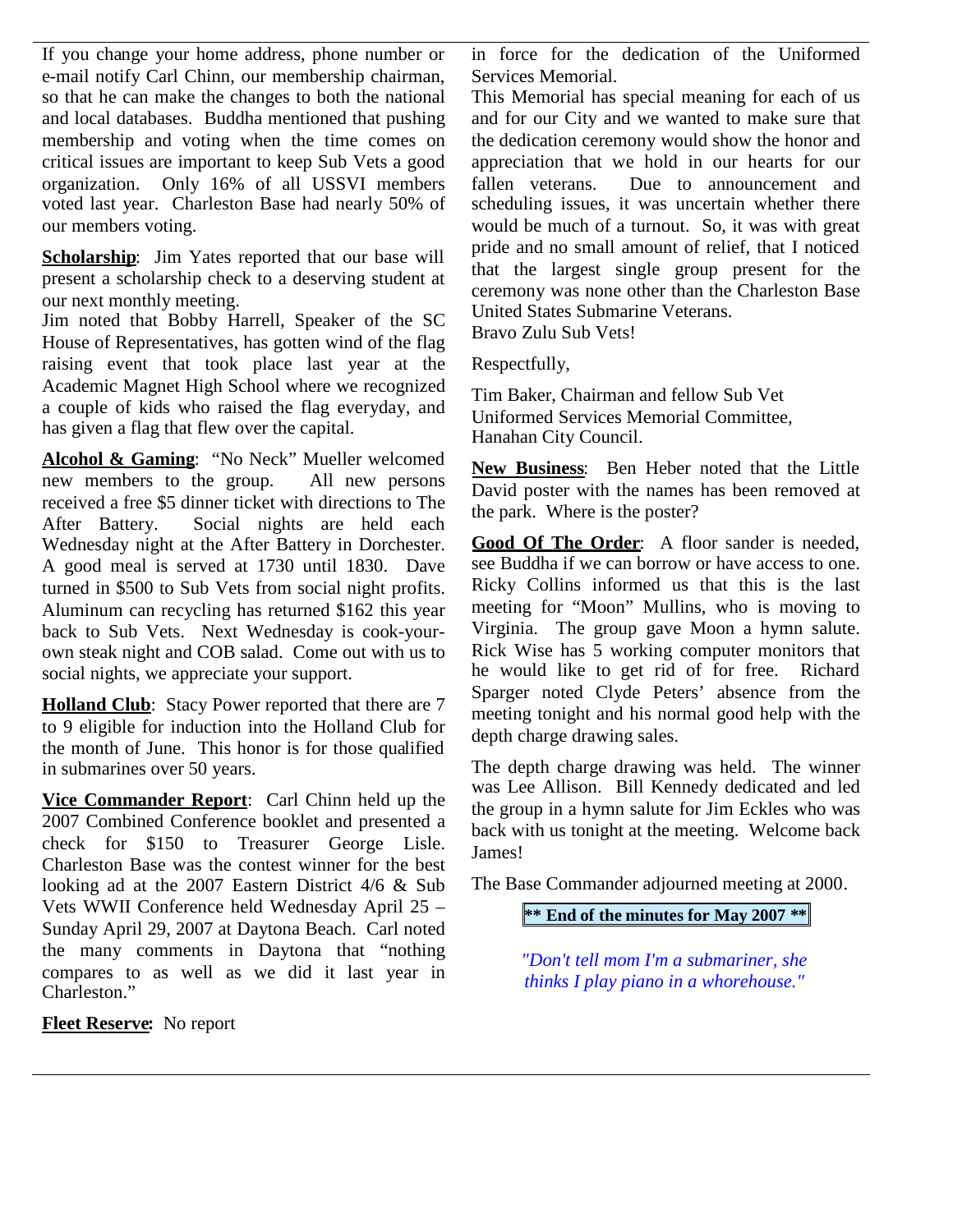If you change your home address, phone number or e-mail notify Carl Chinn, our membership chairman, so that he can make the changes to both the national and local databases. Buddha mentioned that pushing membership and voting when the time comes on critical issues are important to keep Sub Vets a good organization. Only 16% of all USSVI members voted last year. Charleston Base had nearly 50% of our members voting.

**Scholarship**: Jim Yates reported that our base will present a scholarship check to a deserving student at our next monthly meeting.
Jim noted that Bobby Harrell, Speaker of the SC House of Representatives, has gotten wind of the flag raising event that took place last year at the Academic Magnet High School where we recognized a couple of kids who raised the flag everyday, and has given a flag that flew over the capital.

**Alcohol & Gaming**: "No Neck" Mueller welcomed new members to the group. All new persons received a free $5 dinner ticket with directions to The After Battery. Social nights are held each Wednesday night at the After Battery in Dorchester. A good meal is served at 1730 until 1830. Dave turned in $500 to Sub Vets from social night profits. Aluminum can recycling has returned $162 this year back to Sub Vets. Next Wednesday is cook-your-own steak night and COB salad. Come out with us to social nights, we appreciate your support.

**Holland Club**: Stacy Power reported that there are 7 to 9 eligible for induction into the Holland Club for the month of June. This honor is for those qualified in submarines over 50 years.

**Vice Commander Report**: Carl Chinn held up the 2007 Combined Conference booklet and presented a check for $150 to Treasurer George Lisle. Charleston Base was the contest winner for the best looking ad at the 2007 Eastern District 4/6 & Sub Vets WWII Conference held Wednesday April 25 – Sunday April 29, 2007 at Daytona Beach. Carl noted the many comments in Daytona that "nothing compares to as well as we did it last year in Charleston."

**Fleet Reserve**: No report

in force for the dedication of the Uniformed Services Memorial.
This Memorial has special meaning for each of us and for our City and we wanted to make sure that the dedication ceremony would show the honor and appreciation that we hold in our hearts for our fallen veterans. Due to announcement and scheduling issues, it was uncertain whether there would be much of a turnout. So, it was with great pride and no small amount of relief, that I noticed that the largest single group present for the ceremony was none other than the Charleston Base United States Submarine Veterans.
Bravo Zulu Sub Vets!

Respectfully,

Tim Baker, Chairman and fellow Sub Vet
Uniformed Services Memorial Committee,
Hanahan City Council.

**New Business**: Ben Heber noted that the Little David poster with the names has been removed at the park. Where is the poster?

**Good Of The Order**: A floor sander is needed, see Buddha if we can borrow or have access to one. Ricky Collins informed us that this is the last meeting for "Moon" Mullins, who is moving to Virginia. The group gave Moon a hymn salute. Rick Wise has 5 working computer monitors that he would like to get rid of for free. Richard Sparger noted Clyde Peters' absence from the meeting tonight and his normal good help with the depth charge drawing sales.

The depth charge drawing was held. The winner was Lee Allison. Bill Kennedy dedicated and led the group in a hymn salute for Jim Eckles who was back with us tonight at the meeting. Welcome back James!

The Base Commander adjourned meeting at 2000.

**\*\* End of the minutes for May 2007 \*\***

*"Don't tell mom I'm a submariner, she thinks I play piano in a whorehouse."*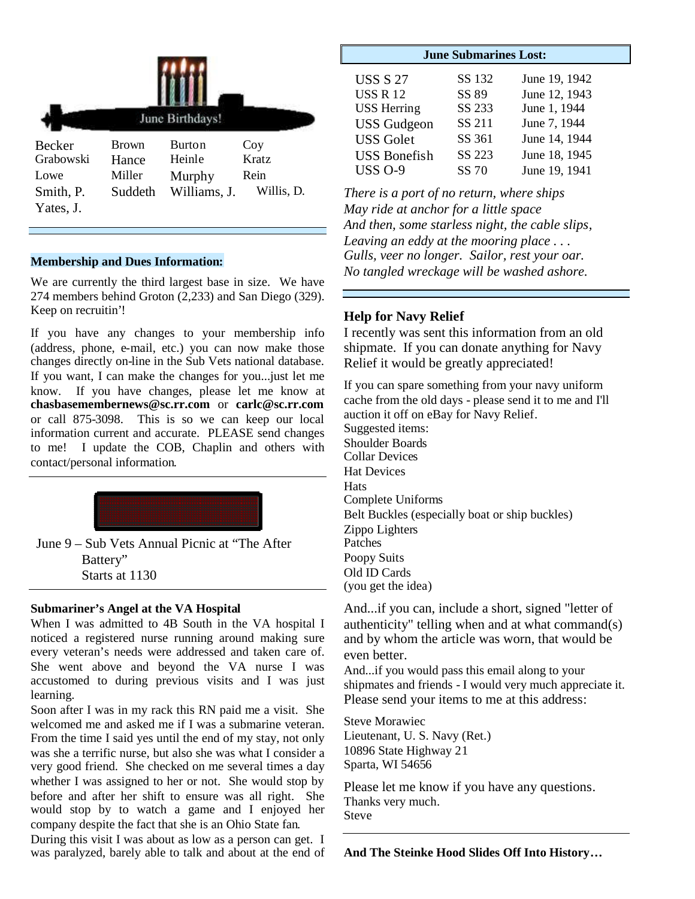## June Birthdays!

| | | | |
|---|---|---|---|
| Becker | Brown | Burton | Coy |
| Grabowski | Hance | Heinle | Kratz |
| Lowe | Miller | Murphy | Rein |
| Smith, P. | Suddeth | Williams, J. | Willis, D. |
| Yates, J. | | | |

**Membership and Dues Information:**

We are currently the third largest base in size. We have 274 members behind Groton (2,233) and San Diego (329). Keep on recruitin'!

If you have any changes to your membership info (address, phone, e-mail, etc.) you can now make those changes directly on-line in the Sub Vets national database. If you want, I can make the changes for you...just let me know. If you have changes, please let me know at **chasbasemembernews@sc.rr.com** or **carlc@sc.rr.com** or call 875-3098. This is so we can keep our local information current and accurate. PLEASE send changes to me! I update the COB, Chaplin and others with contact/personal information.

June 9 – Sub Vets Annual Picnic at "The After Battery"
Starts at 1130

**Submariner's Angel at the VA Hospital**

When I was admitted to 4B South in the VA hospital I noticed a registered nurse running around making sure every veteran's needs were addressed and taken care of. She went above and beyond the VA nurse I was accustomed to during previous visits and I was just learning.

Soon after I was in my rack this RN paid me a visit. She welcomed me and asked me if I was a submarine veteran. From the time I said yes until the end of my stay, not only was she a terrific nurse, but also she was what I consider a very good friend. She checked on me several times a day whether I was assigned to her or not. She would stop by before and after her shift to ensure was all right. She would stop by to watch a game and I enjoyed her company despite the fact that she is an Ohio State fan.

During this visit I was about as low as a person can get. I was paralyzed, barely able to talk and about at the end of

**June Submarines Lost:**

| | | |
|---|---|---|
| USS S 27 | SS 132 | June 19, 1942 |
| USS R 12 | SS 89 | June 12, 1943 |
| USS Herring | SS 233 | June 1, 1944 |
| USS Gudgeon | SS 211 | June 7, 1944 |
| USS Golet | SS 361 | June 14, 1944 |
| USS Bonefish | SS 223 | June 18, 1945 |
| USS O-9 | SS 70 | June 19, 1941 |

*There is a port of no return, where ships*
*May ride at anchor for a little space*
*And then, some starless night, the cable slips,*
*Leaving an eddy at the mooring place . . .*
*Gulls, veer no longer. Sailor, rest your oar.*
*No tangled wreckage will be washed ashore.*

**Help for Navy Relief**

I recently was sent this information from an old shipmate. If you can donate anything for Navy Relief it would be greatly appreciated!

If you can spare something from your navy uniform cache from the old days - please send it to me and I'll auction it off on eBay for Navy Relief.

Suggested items:
Shoulder Boards
Collar Devices
Hat Devices
Hats
Complete Uniforms
Belt Buckles (especially boat or ship buckles)
Zippo Lighters
Patches
Poopy Suits
Old ID Cards
(you get the idea)

And...if you can, include a short, signed "letter of authenticity" telling when and at what command(s) and by whom the article was worn, that would be even better.

And...if you would pass this email along to your shipmates and friends - I would very much appreciate it.

Please send your items to me at this address:

Steve Morawiec
Lieutenant, U. S. Navy (Ret.)
10896 State Highway 21
Sparta, WI 54656

Please let me know if you have any questions.
Thanks very much.
Steve

**And The Steinke Hood Slides Off Into History…**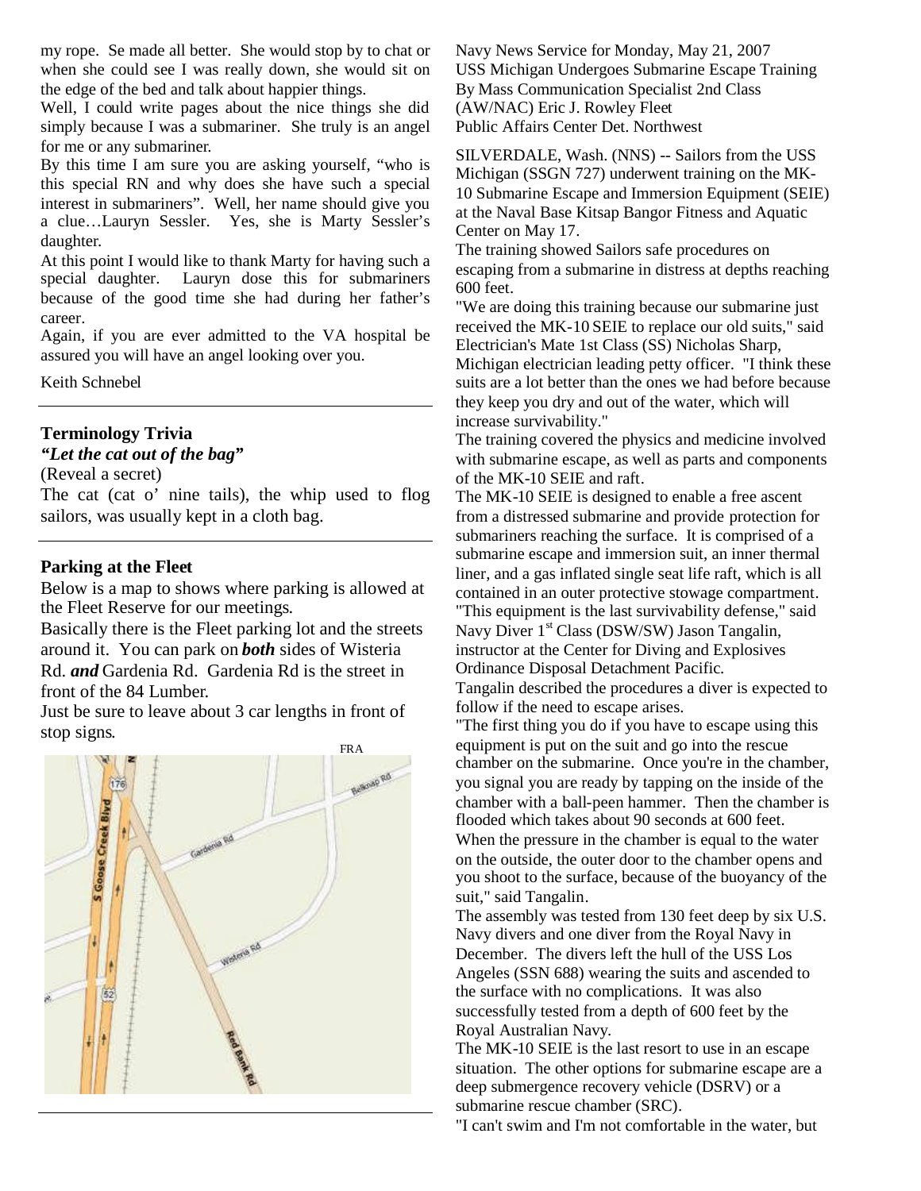my rope. Se made all better. She would stop by to chat or when she could see I was really down, she would sit on the edge of the bed and talk about happier things.

Well, I could write pages about the nice things she did simply because I was a submariner. She truly is an angel for me or any submariner.

By this time I am sure you are asking yourself, "who is this special RN and why does she have such a special interest in submariners". Well, her name should give you a clue…Lauryn Sessler. Yes, she is Marty Sessler's daughter.

At this point I would like to thank Marty for having such a special daughter. Lauryn dose this for submariners because of the good time she had during her father's career.

Again, if you are ever admitted to the VA hospital be assured you will have an angel looking over you.

Keith Schnebel

---

### Terminology Trivia

***"Let the cat out of the bag"***

(Reveal a secret)

The cat (cat o' nine tails), the whip used to flog sailors, was usually kept in a cloth bag.

---

### Parking at the Fleet

Below is a map to shows where parking is allowed at the Fleet Reserve for our meetings.

Basically there is the Fleet parking lot and the streets around it. You can park on ***both*** sides of Wisteria Rd. ***and*** Gardenia Rd. Gardenia Rd is the street in front of the 84 Lumber.

Just be sure to leave about 3 car lengths in front of stop signs.

FRA

---

Navy News Service for Monday, May 21, 2007
USS Michigan Undergoes Submarine Escape Training
By Mass Communication Specialist 2nd Class (AW/NAC) Eric J. Rowley Fleet
Public Affairs Center Det. Northwest

SILVERDALE, Wash. (NNS) -- Sailors from the USS Michigan (SSGN 727) underwent training on the MK-10 Submarine Escape and Immersion Equipment (SEIE) at the Naval Base Kitsap Bangor Fitness and Aquatic Center on May 17.

The training showed Sailors safe procedures on escaping from a submarine in distress at depths reaching 600 feet.

"We are doing this training because our submarine just received the MK-10 SEIE to replace our old suits," said Electrician's Mate 1st Class (SS) Nicholas Sharp, Michigan electrician leading petty officer. "I think these suits are a lot better than the ones we had before because they keep you dry and out of the water, which will increase survivability."

The training covered the physics and medicine involved with submarine escape, as well as parts and components of the MK-10 SEIE and raft.

The MK-10 SEIE is designed to enable a free ascent from a distressed submarine and provide protection for submariners reaching the surface. It is comprised of a submarine escape and immersion suit, an inner thermal liner, and a gas inflated single seat life raft, which is all contained in an outer protective stowage compartment.

"This equipment is the last survivability defense," said Navy Diver 1st Class (DSW/SW) Jason Tangalin, instructor at the Center for Diving and Explosives Ordinance Disposal Detachment Pacific.

Tangalin described the procedures a diver is expected to follow if the need to escape arises.

"The first thing you do if you have to escape using this equipment is put on the suit and go into the rescue chamber on the submarine. Once you're in the chamber, you signal you are ready by tapping on the inside of the chamber with a ball-peen hammer. Then the chamber is flooded which takes about 90 seconds at 600 feet. When the pressure in the chamber is equal to the water on the outside, the outer door to the chamber opens and you shoot to the surface, because of the buoyancy of the suit," said Tangalin.

The assembly was tested from 130 feet deep by six U.S. Navy divers and one diver from the Royal Navy in December. The divers left the hull of the USS Los Angeles (SSN 688) wearing the suits and ascended to the surface with no complications. It was also successfully tested from a depth of 600 feet by the Royal Australian Navy.

The MK-10 SEIE is the last resort to use in an escape situation. The other options for submarine escape are a deep submergence recovery vehicle (DSRV) or a submarine rescue chamber (SRC).

"I can't swim and I'm not comfortable in the water, but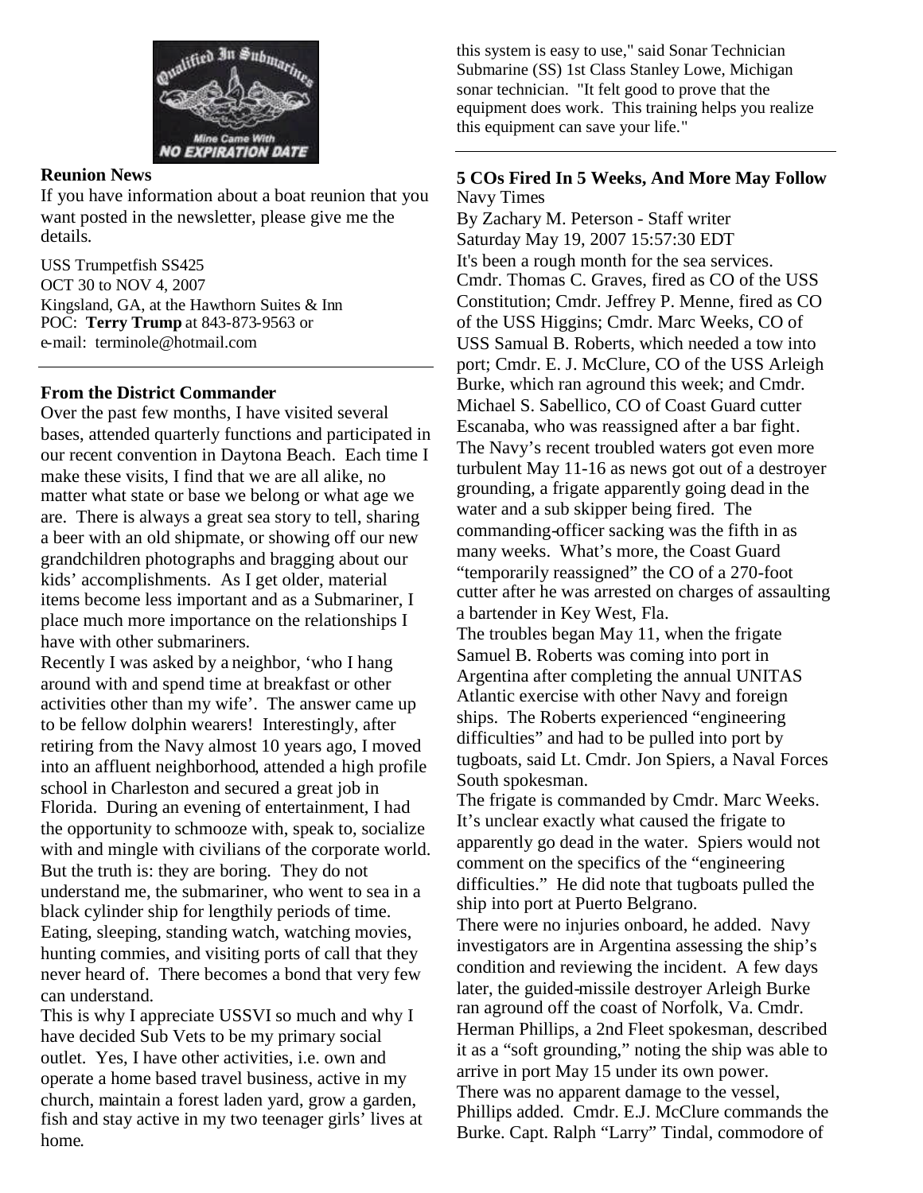**Reunion News**

If you have information about a boat reunion that you want posted in the newsletter, please give me the details.

USS Trumpetfish SS425
OCT 30 to NOV 4, 2007
Kingsland, GA, at the Hawthorn Suites & Inn
POC: **Terry Trump** at 843-873-9563 or
e-mail: terminole@hotmail.com

---

**From the District Commander**

Over the past few months, I have visited several bases, attended quarterly functions and participated in our recent convention in Daytona Beach. Each time I make these visits, I find that we are all alike, no matter what state or base we belong or what age we are. There is always a great sea story to tell, sharing a beer with an old shipmate, or showing off our new grandchildren photographs and bragging about our kids' accomplishments. As I get older, material items become less important and as a Submariner, I place much more importance on the relationships I have with other submariners.

Recently I was asked by a neighbor, 'who I hang around with and spend time at breakfast or other activities other than my wife'. The answer came up to be fellow dolphin wearers! Interestingly, after retiring from the Navy almost 10 years ago, I moved into an affluent neighborhood, attended a high profile school in Charleston and secured a great job in Florida. During an evening of entertainment, I had the opportunity to schmooze with, speak to, socialize with and mingle with civilians of the corporate world. But the truth is: they are boring. They do not understand me, the submariner, who went to sea in a black cylinder ship for lengthily periods of time. Eating, sleeping, standing watch, watching movies, hunting commies, and visiting ports of call that they never heard of. There becomes a bond that very few can understand.

This is why I appreciate USSVI so much and why I have decided Sub Vets to be my primary social outlet. Yes, I have other activities, i.e. own and operate a home based travel business, active in my church, maintain a forest laden yard, grow a garden, fish and stay active in my two teenager girls' lives at home.

this system is easy to use," said Sonar Technician Submarine (SS) 1st Class Stanley Lowe, Michigan sonar technician. "It felt good to prove that the equipment does work. This training helps you realize this equipment can save your life."

---

**5 COs Fired In 5 Weeks, And More May Follow**

Navy Times
By Zachary M. Peterson - Staff writer
Saturday May 19, 2007 15:57:30 EDT

It's been a rough month for the sea services. Cmdr. Thomas C. Graves, fired as CO of the USS Constitution; Cmdr. Jeffrey P. Menne, fired as CO of the USS Higgins; Cmdr. Marc Weeks, CO of USS Samual B. Roberts, which needed a tow into port; Cmdr. E. J. McClure, CO of the USS Arleigh Burke, which ran aground this week; and Cmdr. Michael S. Sabellico, CO of Coast Guard cutter Escanaba, who was reassigned after a bar fight.

The Navy's recent troubled waters got even more turbulent May 11-16 as news got out of a destroyer grounding, a frigate apparently going dead in the water and a sub skipper being fired. The commanding-officer sacking was the fifth in as many weeks. What's more, the Coast Guard "temporarily reassigned" the CO of a 270-foot cutter after he was arrested on charges of assaulting a bartender in Key West, Fla.

The troubles began May 11, when the frigate Samuel B. Roberts was coming into port in Argentina after completing the annual UNITAS Atlantic exercise with other Navy and foreign ships. The Roberts experienced "engineering difficulties" and had to be pulled into port by tugboats, said Lt. Cmdr. Jon Spiers, a Naval Forces South spokesman.

The frigate is commanded by Cmdr. Marc Weeks. It's unclear exactly what caused the frigate to apparently go dead in the water. Spiers would not comment on the specifics of the "engineering difficulties." He did note that tugboats pulled the ship into port at Puerto Belgrano.

There were no injuries onboard, he added. Navy investigators are in Argentina assessing the ship's condition and reviewing the incident. A few days later, the guided-missile destroyer Arleigh Burke ran aground off the coast of Norfolk, Va. Cmdr. Herman Phillips, a 2nd Fleet spokesman, described it as a "soft grounding," noting the ship was able to arrive in port May 15 under its own power.

There was no apparent damage to the vessel, Phillips added. Cmdr. E.J. McClure commands the Burke. Capt. Ralph "Larry" Tindal, commodore of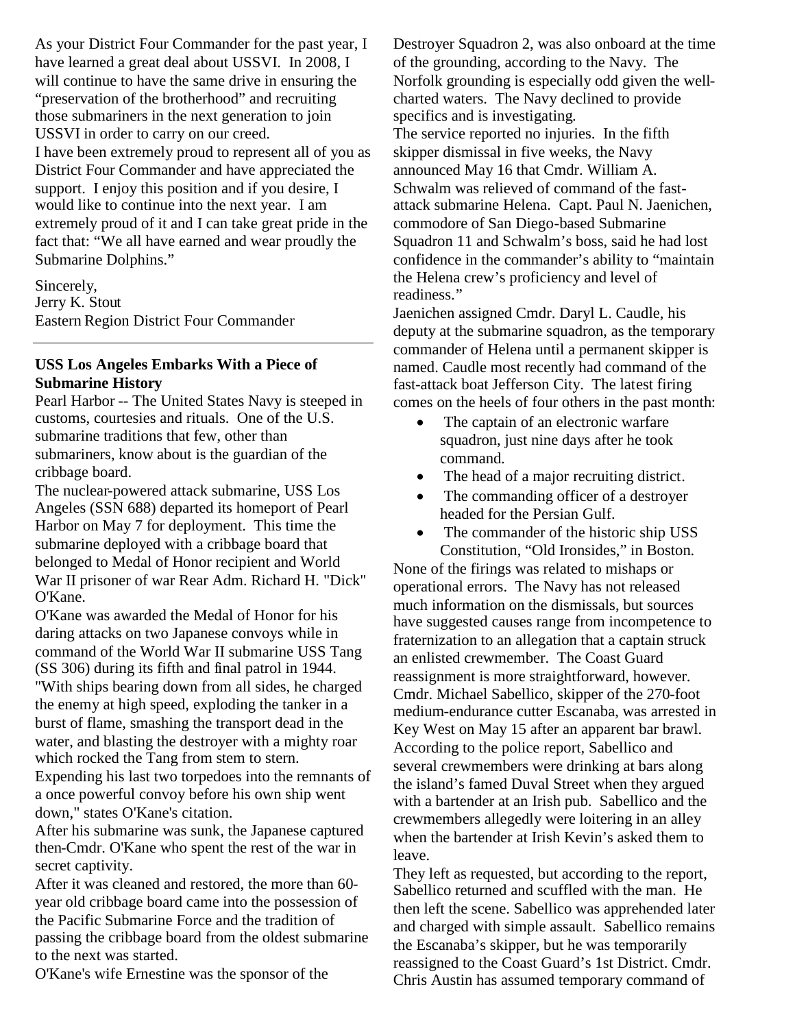As your District Four Commander for the past year, I have learned a great deal about USSVI. In 2008, I will continue to have the same drive in ensuring the "preservation of the brotherhood" and recruiting those submariners in the next generation to join USSVI in order to carry on our creed.

I have been extremely proud to represent all of you as District Four Commander and have appreciated the support. I enjoy this position and if you desire, I would like to continue into the next year. I am extremely proud of it and I can take great pride in the fact that: "We all have earned and wear proudly the Submarine Dolphins."

Sincerely,
Jerry K. Stout
Eastern Region District Four Commander

---

**USS Los Angeles Embarks With a Piece of Submarine History**

Pearl Harbor -- The United States Navy is steeped in customs, courtesies and rituals. One of the U.S. submarine traditions that few, other than submariners, know about is the guardian of the cribbage board.

The nuclear-powered attack submarine, USS Los Angeles (SSN 688) departed its homeport of Pearl Harbor on May 7 for deployment. This time the submarine deployed with a cribbage board that belonged to Medal of Honor recipient and World War II prisoner of war Rear Adm. Richard H. "Dick" O'Kane.

O'Kane was awarded the Medal of Honor for his daring attacks on two Japanese convoys while in command of the World War II submarine USS Tang (SS 306) during its fifth and final patrol in 1944. "With ships bearing down from all sides, he charged the enemy at high speed, exploding the tanker in a burst of flame, smashing the transport dead in the water, and blasting the destroyer with a mighty roar which rocked the Tang from stem to stern. Expending his last two torpedoes into the remnants of a once powerful convoy before his own ship went down," states O'Kane's citation.

After his submarine was sunk, the Japanese captured then-Cmdr. O'Kane who spent the rest of the war in secret captivity.

After it was cleaned and restored, the more than 60-year old cribbage board came into the possession of the Pacific Submarine Force and the tradition of passing the cribbage board from the oldest submarine to the next was started.

O'Kane's wife Ernestine was the sponsor of the

Destroyer Squadron 2, was also onboard at the time of the grounding, according to the Navy. The Norfolk grounding is especially odd given the well-charted waters. The Navy declined to provide specifics and is investigating.

The service reported no injuries. In the fifth skipper dismissal in five weeks, the Navy announced May 16 that Cmdr. William A. Schwalm was relieved of command of the fast-attack submarine Helena. Capt. Paul N. Jaenichen, commodore of San Diego-based Submarine Squadron 11 and Schwalm's boss, said he had lost confidence in the commander's ability to "maintain the Helena crew's proficiency and level of readiness."

Jaenichen assigned Cmdr. Daryl L. Caudle, his deputy at the submarine squadron, as the temporary commander of Helena until a permanent skipper is named. Caudle most recently had command of the fast-attack boat Jefferson City. The latest firing comes on the heels of four others in the past month:

- The captain of an electronic warfare squadron, just nine days after he took command.
- The head of a major recruiting district.
- The commanding officer of a destroyer headed for the Persian Gulf.
- The commander of the historic ship USS Constitution, "Old Ironsides," in Boston.

None of the firings was related to mishaps or operational errors. The Navy has not released much information on the dismissals, but sources have suggested causes range from incompetence to fraternization to an allegation that a captain struck an enlisted crewmember. The Coast Guard reassignment is more straightforward, however. Cmdr. Michael Sabellico, skipper of the 270-foot medium-endurance cutter Escanaba, was arrested in Key West on May 15 after an apparent bar brawl. According to the police report, Sabellico and several crewmembers were drinking at bars along the island's famed Duval Street when they argued with a bartender at an Irish pub. Sabellico and the crewmembers allegedly were loitering in an alley when the bartender at Irish Kevin's asked them to leave.

They left as requested, but according to the report, Sabellico returned and scuffled with the man. He then left the scene. Sabellico was apprehended later and charged with simple assault. Sabellico remains the Escanaba's skipper, but he was temporarily reassigned to the Coast Guard's 1st District. Cmdr. Chris Austin has assumed temporary command of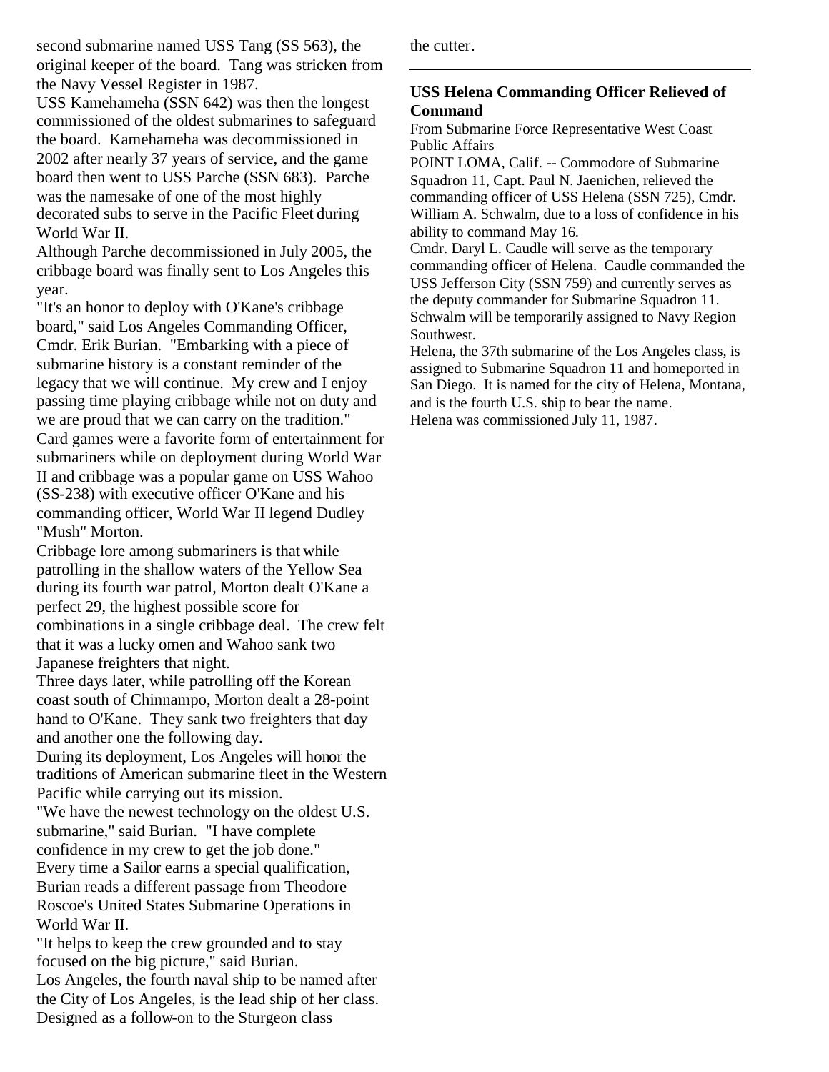second submarine named USS Tang (SS 563), the original keeper of the board. Tang was stricken from the Navy Vessel Register in 1987.

USS Kamehameha (SSN 642) was then the longest commissioned of the oldest submarines to safeguard the board. Kamehameha was decommissioned in 2002 after nearly 37 years of service, and the game board then went to USS Parche (SSN 683). Parche was the namesake of one of the most highly decorated subs to serve in the Pacific Fleet during World War II.

Although Parche decommissioned in July 2005, the cribbage board was finally sent to Los Angeles this year.

"It's an honor to deploy with O'Kane's cribbage board," said Los Angeles Commanding Officer, Cmdr. Erik Burian. "Embarking with a piece of submarine history is a constant reminder of the legacy that we will continue. My crew and I enjoy passing time playing cribbage while not on duty and we are proud that we can carry on the tradition."

Card games were a favorite form of entertainment for submariners while on deployment during World War II and cribbage was a popular game on USS Wahoo (SS-238) with executive officer O'Kane and his commanding officer, World War II legend Dudley "Mush" Morton.

Cribbage lore among submariners is that while patrolling in the shallow waters of the Yellow Sea during its fourth war patrol, Morton dealt O'Kane a perfect 29, the highest possible score for combinations in a single cribbage deal. The crew felt that it was a lucky omen and Wahoo sank two Japanese freighters that night.

Three days later, while patrolling off the Korean coast south of Chinnampo, Morton dealt a 28-point hand to O'Kane. They sank two freighters that day and another one the following day.

During its deployment, Los Angeles will honor the traditions of American submarine fleet in the Western Pacific while carrying out its mission.

"We have the newest technology on the oldest U.S. submarine," said Burian. "I have complete confidence in my crew to get the job done."

Every time a Sailor earns a special qualification, Burian reads a different passage from Theodore Roscoe's United States Submarine Operations in World War II.

"It helps to keep the crew grounded and to stay focused on the big picture," said Burian.

Los Angeles, the fourth naval ship to be named after the City of Los Angeles, is the lead ship of her class. Designed as a follow-on to the Sturgeon class the cutter.

---

### USS Helena Commanding Officer Relieved of Command

From Submarine Force Representative West Coast Public Affairs

POINT LOMA, Calif. -- Commodore of Submarine Squadron 11, Capt. Paul N. Jaenichen, relieved the commanding officer of USS Helena (SSN 725), Cmdr. William A. Schwalm, due to a loss of confidence in his ability to command May 16.

Cmdr. Daryl L. Caudle will serve as the temporary commanding officer of Helena. Caudle commanded the USS Jefferson City (SSN 759) and currently serves as the deputy commander for Submarine Squadron 11. Schwalm will be temporarily assigned to Navy Region Southwest.

Helena, the 37th submarine of the Los Angeles class, is assigned to Submarine Squadron 11 and homeported in San Diego. It is named for the city of Helena, Montana, and is the fourth U.S. ship to bear the name.

Helena was commissioned July 11, 1987.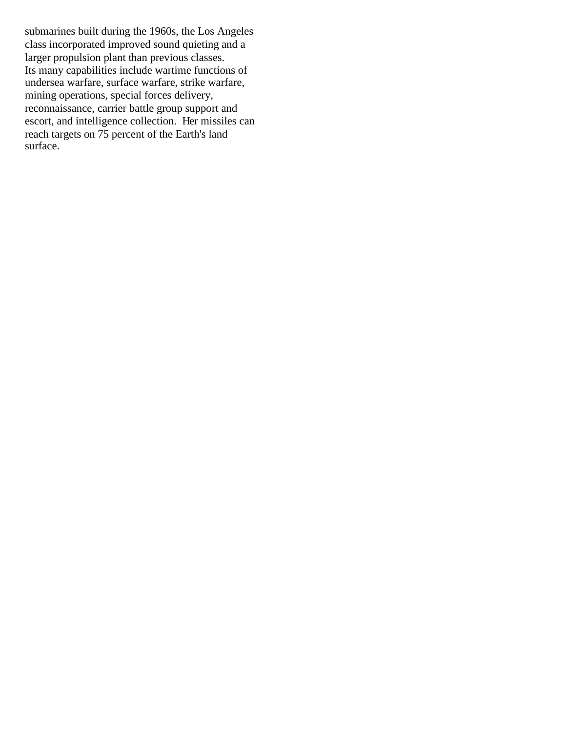submarines built during the 1960s, the Los Angeles class incorporated improved sound quieting and a larger propulsion plant than previous classes.
Its many capabilities include wartime functions of undersea warfare, surface warfare, strike warfare, mining operations, special forces delivery, reconnaissance, carrier battle group support and escort, and intelligence collection. Her missiles can reach targets on 75 percent of the Earth's land surface.